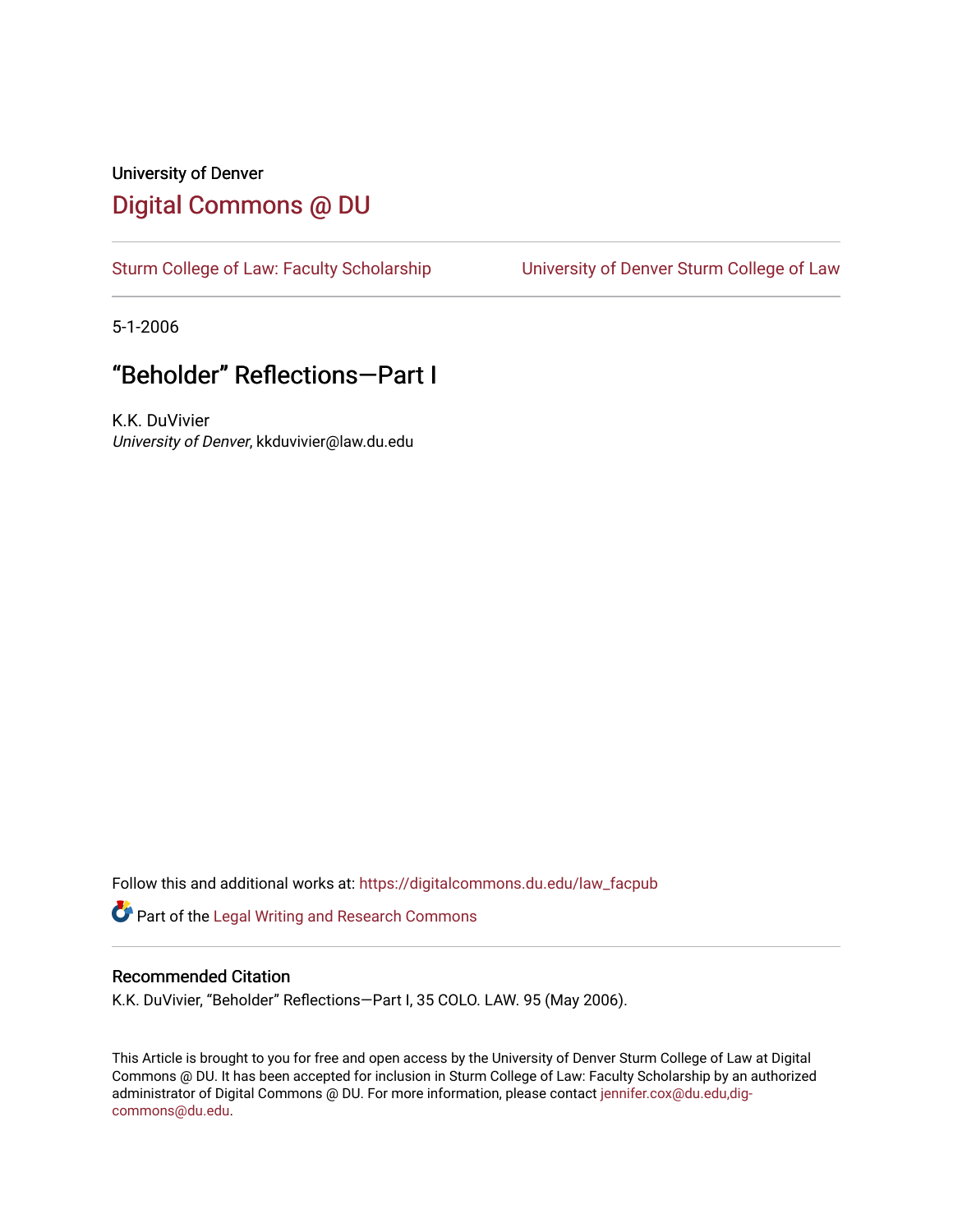University of Denver

# Digital Commons @ DU

Sturm College of Law: Faculty Scholarship | University of Denver Sturm College of Law

5-1-2006

## "Beholder" Reflections—Part I

K.K. DuVivier
*University of Denver*, kkduvivier@law.du.edu

Follow this and additional works at: https://digitalcommons.du.edu/law_facpub

Part of the Legal Writing and Research Commons

### Recommended Citation

K.K. DuVivier, "Beholder" Reflections—Part I, 35 COLO. LAW. 95 (May 2006).

This Article is brought to you for free and open access by the University of Denver Sturm College of Law at Digital Commons @ DU. It has been accepted for inclusion in Sturm College of Law: Faculty Scholarship by an authorized administrator of Digital Commons @ DU. For more information, please contact jennifer.cox@du.edu,dig-commons@du.edu.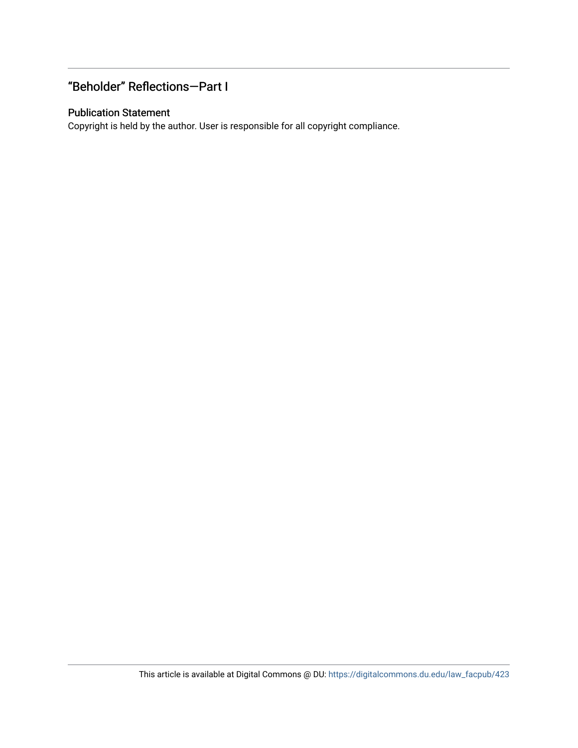## "Beholder" Reflections—Part I

### Publication Statement

Copyright is held by the author. User is responsible for all copyright compliance.

This article is available at Digital Commons @ DU: https://digitalcommons.du.edu/law_facpub/423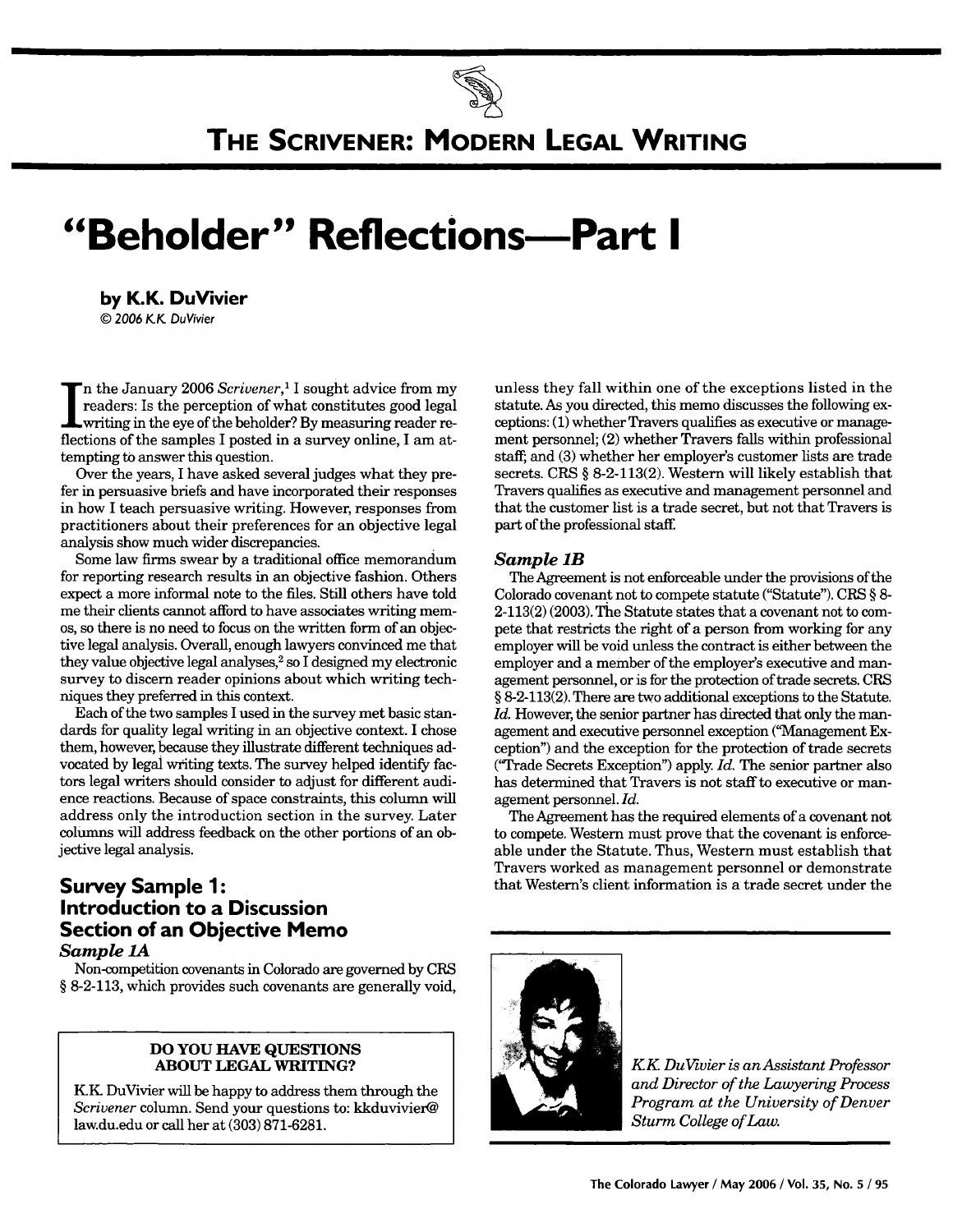# THE SCRIVENER: MODERN LEGAL WRITING

# "Beholder" Reflections—Part I

**by K.K. DuVivier**

© 2006 K.K. DuVivier

In the January 2006 *Scrivener*,[1] I sought advice from my readers: Is the perception of what constitutes good legal writing in the eye of the beholder? By measuring reader reflections of the samples I posted in a survey online, I am attempting to answer this question.

Over the years, I have asked several judges what they prefer in persuasive briefs and have incorporated their responses in how I teach persuasive writing. However, responses from practitioners about their preferences for an objective legal analysis show much wider discrepancies.

Some law firms swear by a traditional office memorandum for reporting research results in an objective fashion. Others expect a more informal note to the files. Still others have told me their clients cannot afford to have associates writing memos, so there is no need to focus on the written form of an objective legal analysis. Overall, enough lawyers convinced me that they value objective legal analyses,[2] so I designed my electronic survey to discern reader opinions about which writing techniques they preferred in this context.

Each of the two samples I used in the survey met basic standards for quality legal writing in an objective context. I chose them, however, because they illustrate different techniques advocated by legal writing texts. The survey helped identify factors legal writers should consider to adjust for different audience reactions. Because of space constraints, this column will address only the introduction section in the survey. Later columns will address feedback on the other portions of an objective legal analysis.

## Survey Sample 1: Introduction to a Discussion Section of an Objective Memo

### *Sample 1A*

Non-competition covenants in Colorado are governed by CRS § 8-2-113, which provides such covenants are generally void, unless they fall within one of the exceptions listed in the statute. As you directed, this memo discusses the following exceptions: (1) whether Travers qualifies as executive or management personnel; (2) whether Travers falls within professional staff; and (3) whether her employer's customer lists are trade secrets. CRS § 8-2-113(2). Western will likely establish that Travers qualifies as executive and management personnel and that the customer list is a trade secret, but not that Travers is part of the professional staff.

### *Sample 1B*

The Agreement is not enforceable under the provisions of the Colorado covenant not to compete statute ("Statute"). CRS § 8-2-113(2) (2003). The Statute states that a covenant not to compete that restricts the right of a person from working for any employer will be void unless the contract is either between the employer and a member of the employer's executive and management personnel, or is for the protection of trade secrets. CRS § 8-2-113(2). There are two additional exceptions to the Statute. *Id.* However, the senior partner has directed that only the management and executive personnel exception ("Management Exception") and the exception for the protection of trade secrets ("Trade Secrets Exception") apply. *Id.* The senior partner also has determined that Travers is not staff to executive or management personnel. *Id.*

The Agreement has the required elements of a covenant not to compete. Western must prove that the covenant is enforceable under the Statute. Thus, Western must establish that Travers worked as management personnel or demonstrate that Western's client information is a trade secret under the

---

**DO YOU HAVE QUESTIONS ABOUT LEGAL WRITING?**

K.K. DuVivier will be happy to address them through the *Scrivener* column. Send your questions to: kkduvivier@law.du.edu or call her at (303) 871-6281.

---

*K.K. DuVivier is an Assistant Professor and Director of the Lawyering Process Program at the University of Denver Sturm College of Law.*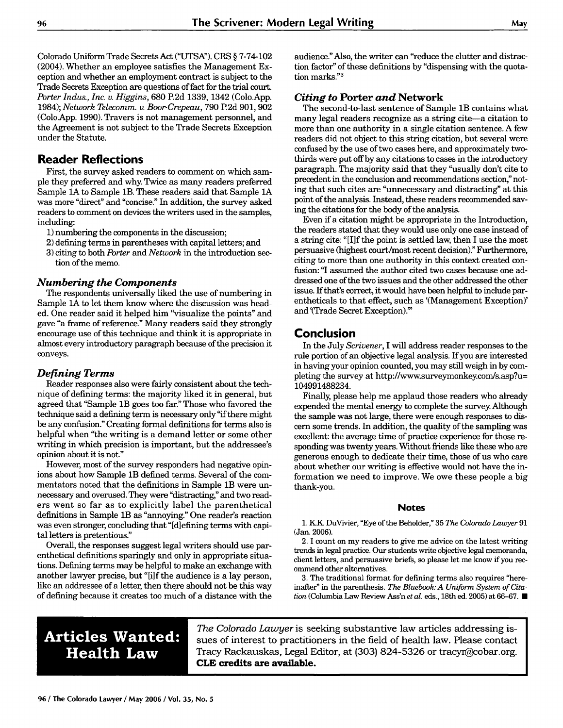Colorado Uniform Trade Secrets Act ("UTSA"). CRS § 7-74-102 (2004). Whether an employee satisfies the Management Exception and whether an employment contract is subject to the Trade Secrets Exception are questions of fact for the trial court. *Porter Indus., Inc. v. Higgins*, 680 P.2d 1339, 1342 (Colo.App. 1984); *Network Telecomm. v. Boor-Crepeau*, 790 P.2d 901, 902 (Colo.App. 1990). Travers is not management personnel, and the Agreement is not subject to the Trade Secrets Exception under the Statute.

## Reader Reflections

First, the survey asked readers to comment on which sample they preferred and why. Twice as many readers preferred Sample 1A to Sample 1B. These readers said that Sample 1A was more "direct" and "concise." In addition, the survey asked readers to comment on devices the writers used in the samples, including:

1) numbering the components in the discussion;
2) defining terms in parentheses with capital letters; and
3) citing to both *Porter* and *Network* in the introduction section of the memo.

### *Numbering the Components*

The respondents universally liked the use of numbering in Sample 1A to let them know where the discussion was headed. One reader said it helped him "visualize the points" and gave "a frame of reference." Many readers said they strongly encourage use of this technique and think it is appropriate in almost every introductory paragraph because of the precision it conveys.

### *Defining Terms*

Reader responses also were fairly consistent about the technique of defining terms: the majority liked it in general, but agreed that "Sample 1B goes too far." Those who favored the technique said a defining term is necessary only "if there might be any confusion." Creating formal definitions for terms also is helpful when "the writing is a demand letter or some other writing in which precision is important, but the addressee's opinion about it is not."

However, most of the survey responders had negative opinions about how Sample 1B defined terms. Several of the commentators noted that the definitions in Sample 1B were unnecessary and overused. They were "distracting," and two readers went so far as to explicitly label the parenthetical definitions in Sample 1B as "annoying." One reader's reaction was even stronger, concluding that "[d]efining terms with capital letters is pretentious."

Overall, the responses suggest legal writers should use parenthetical definitions sparingly and only in appropriate situations. Defining terms may be helpful to make an exchange with another lawyer precise, but "[i]f the audience is a lay person, like an addressee of a letter, then there should not be this way of defining because it creates too much of a distance with the audience." Also, the writer can "reduce the clutter and distraction factor" of these definitions by "dispensing with the quotation marks."[3]

### *Citing to* Porter *and* Network

The second-to-last sentence of Sample 1B contains what many legal readers recognize as a string cite—a citation to more than one authority in a single citation sentence. A few readers did not object to this string citation, but several were confused by the use of two cases here, and approximately two-thirds were put off by any citations to cases in the introductory paragraph. The majority said that they "usually don't cite to precedent in the conclusion and recommendations section," noting that such cites are "unnecessary and distracting" at this point of the analysis. Instead, these readers recommended saving the citations for the body of the analysis.

Even if a citation might be appropriate in the Introduction, the readers stated that they would use only one case instead of a string cite: "[I]f the point is settled law, then I use the most persuasive (highest court/most recent decision)." Furthermore, citing to more than one authority in this context created confusion: "I assumed the author cited two cases because one addressed one of the two issues and the other addressed the other issue. If that's correct, it would have been helpful to include parentheticals to that effect, such as '(Management Exception)' and '(Trade Secret Exception).'"

## Conclusion

In the July *Scrivener*, I will address reader responses to the rule portion of an objective legal analysis. If you are interested in having your opinion counted, you may still weigh in by completing the survey at http://www.surveymonkey.com/s.asp?u=104991488234.

Finally, please help me applaud those readers who already expended the mental energy to complete the survey. Although the sample was not large, there were enough responses to discern some trends. In addition, the quality of the sampling was excellent: the average time of practice experience for those responding was twenty years. Without friends like these who are generous enough to dedicate their time, those of us who care about whether our writing is effective would not have the information we need to improve. We owe these people a big thank-you.

### Notes

1. K.K. DuVivier, "Eye of the Beholder," 35 *The Colorado Lawyer* 91 (Jan. 2006).

2. I count on my readers to give me advice on the latest writing trends in legal practice. Our students write objective legal memoranda, client letters, and persuasive briefs, so please let me know if you recommend other alternatives.

3. The traditional format for defining terms also requires "hereinafter" in the parenthesis. *The Bluebook: A Uniform System of Citation* (Columbia Law Review Ass'n *et al.* eds., 18th ed. 2005) at 66–67. ■

## Articles Wanted: Health Law

*The Colorado Lawyer* is seeking substantive law articles addressing issues of interest to practitioners in the field of health law. Please contact Tracy Rackauskas, Legal Editor, at (303) 824-5326 or tracyr@cobar.org. **CLE credits are available.**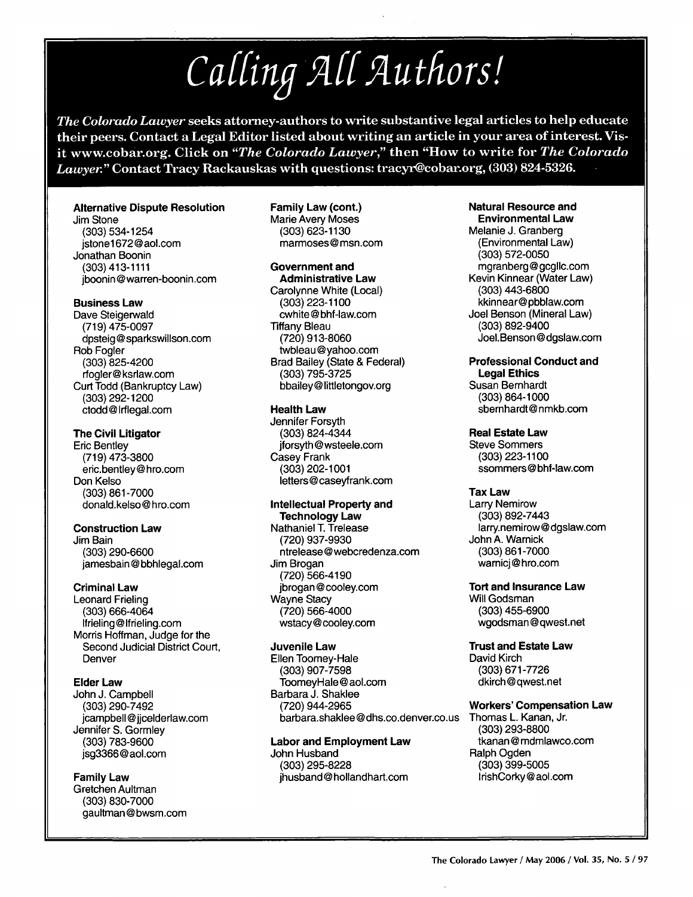# Calling All Authors!

***The Colorado Lawyer*** **seeks attorney-authors to write substantive legal articles to help educate their peers. Contact a Legal Editor listed about writing an article in your area of interest. Visit www.cobar.org. Click on "*The Colorado Lawyer*," then "How to write for *The Colorado Lawyer*." Contact Tracy Rackauskas with questions: tracyr@cobar.org, (303) 824-5326.**

**Alternative Dispute Resolution**
Jim Stone
(303) 534-1254
jstone1672@aol.com
Jonathan Boonin
(303) 413-1111
jboonin@warren-boonin.com

**Business Law**
Dave Steigerwald
(719) 475-0097
dpsteig@sparkswillson.com
Rob Fogler
(303) 825-4200
rfogler@ksrlaw.com
Curt Todd (Bankruptcy Law)
(303) 292-1200
ctodd@lrflegal.com

**The Civil Litigator**
Eric Bentley
(719) 473-3800
eric.bentley@hro.com
Don Kelso
(303) 861-7000
donald.kelso@hro.com

**Construction Law**
Jim Bain
(303) 290-6600
jamesbain@bbhlegal.com

**Criminal Law**
Leonard Frieling
(303) 666-4064
lfrieling@lfrieling.com
Morris Hoffman, Judge for the Second Judicial District Court, Denver

**Elder Law**
John J. Campbell
(303) 290-7492
jcampbell@jjcelderlaw.com
Jennifer S. Gormley
(303) 783-9600
jsg3366@aol.com

**Family Law**
Gretchen Aultman
(303) 830-7000
gaultman@bwsm.com

**Family Law (cont.)**
Marie Avery Moses
(303) 623-1130
marmoses@msn.com

**Government and Administrative Law**
Carolynne White (Local)
(303) 223-1100
cwhite@bhf-law.com
Tiffany Bleau
(720) 913-8060
twbleau@yahoo.com
Brad Bailey (State & Federal)
(303) 795-3725
bbailey@littletongov.org

**Health Law**
Jennifer Forsyth
(303) 824-4344
jforsyth@wsteele.com
Casey Frank
(303) 202-1001
letters@caseyfrank.com

**Intellectual Property and Technology Law**
Nathaniel T. Trelease
(720) 937-9930
ntrelease@webcredenza.com
Jim Brogan
(720) 566-4190
jbrogan@cooley.com
Wayne Stacy
(720) 566-4000
wstacy@cooley.com

**Juvenile Law**
Ellen Toomey-Hale
(303) 907-7598
ToomeyHale@aol.com
Barbara J. Shaklee
(720) 944-2965
barbara.shaklee@dhs.co.denver.co.us

**Labor and Employment Law**
John Husband
(303) 295-8228
jhusband@hollandhart.com

**Natural Resource and Environmental Law**
Melanie J. Granberg (Environmental Law)
(303) 572-0050
mgranberg@gcgllc.com
Kevin Kinnear (Water Law)
(303) 443-6800
kkinnear@pbblaw.com
Joel Benson (Mineral Law)
(303) 892-9400
Joel.Benson@dgslaw.com

**Professional Conduct and Legal Ethics**
Susan Bernhardt
(303) 864-1000
sbernhardt@nmkb.com

**Real Estate Law**
Steve Sommers
(303) 223-1100
ssommers@bhf-law.com

**Tax Law**
Larry Nemirow
(303) 892-7443
larry.nemirow@dgslaw.com
John A. Warnick
(303) 861-7000
warnicj@hro.com

**Tort and Insurance Law**
Will Godsman
(303) 455-6900
wgodsman@qwest.net

**Trust and Estate Law**
David Kirch
(303) 671-7726
dkirch@qwest.net

**Workers' Compensation Law**
Thomas L. Kanan, Jr.
(303) 293-8800
tkanan@mdmlawco.com
Ralph Ogden
(303) 399-5005
IrishCorky@aol.com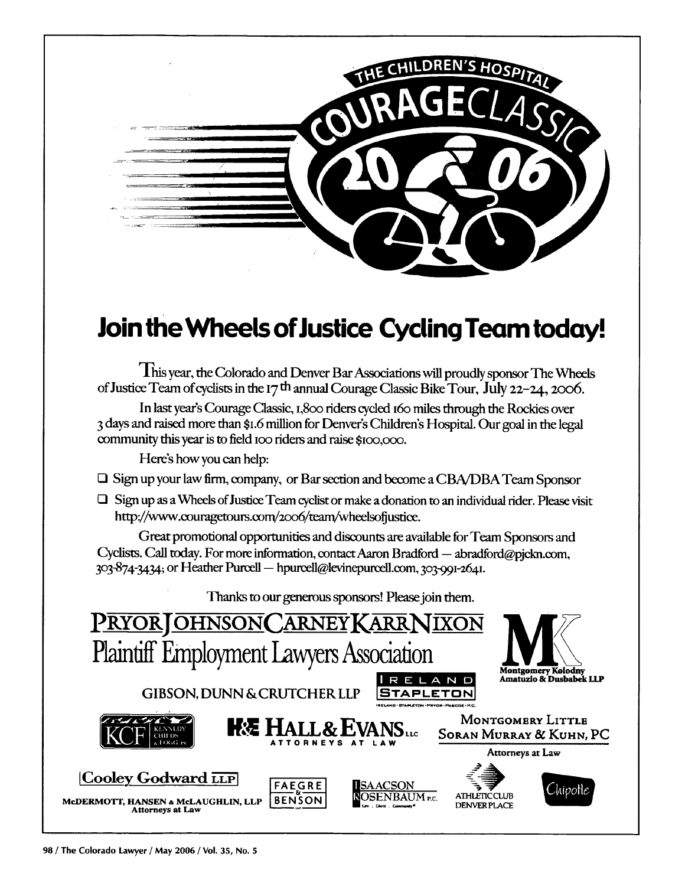THE CHILDREN'S HOSPITAL

COURAGE CLASSIC 2006

# Join the Wheels of Justice Cycling Team today!

This year, the Colorado and Denver Bar Associations will proudly sponsor The Wheels of Justice Team of cyclists in the 17th annual Courage Classic Bike Tour, July 22–24, 2006.

In last year's Courage Classic, 1,800 riders cycled 160 miles through the Rockies over 3 days and raised more than $1.6 million for Denver's Children's Hospital. Our goal in the legal community this year is to field 100 riders and raise $100,000.

Here's how you can help:

- ❑ Sign up your law firm, company, or Bar section and become a CBA/DBA Team Sponsor
- ❑ Sign up as a Wheels of Justice Team cyclist or make a donation to an individual rider. Please visit http://www.couragetours.com/2006/team/wheelsofjustice.

Great promotional opportunities and discounts are available for Team Sponsors and Cyclists. Call today. For more information, contact Aaron Bradford — abradford@pjckn.com, 303-874-3434; or Heather Purcell — hpurcell@levinepurcell.com, 303-991-2641.

Thanks to our generous sponsors! Please join them.

PRYOR JOHNSON CARNEY KARR NIXON

Plaintiff Employment Lawyers Association

Montgomery Kolodny Amatuzio & Dusbabek LLP

GIBSON, DUNN & CRUTCHER LLP

IRELAND STAPLETON
IRELAND · STAPLETON · PRYOR · PASCOE · P.C.

KCF Kennedy Childs & Fogg PC

H&E HALL & EVANS LLC
ATTORNEYS AT LAW

MONTGOMERY LITTLE SORAN MURRAY & KUHN, PC
Attorneys at Law

Cooley Godward LLP

McDERMOTT, HANSEN & McLAUGHLIN, LLP
Attorneys at Law

FAEGRE & BENSON LLP

ISAACSON ROSENBAUM P.C.
Law . Client . Community

ATHLETIC CLUB DENVER PLACE

Chipotle